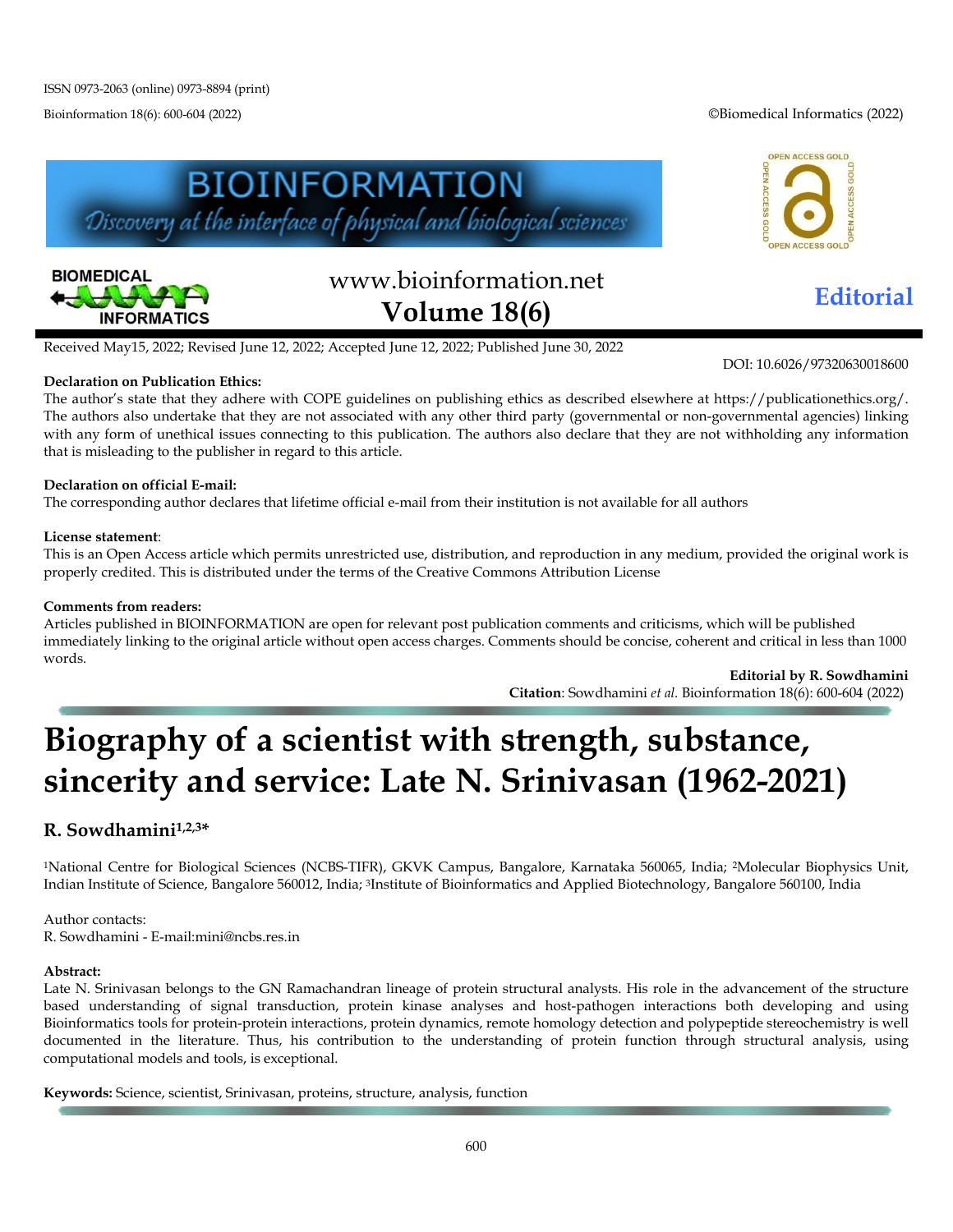ISSN 0973-2063 (online) 0973-8894 (print)

Bioinformation 18(6): 600-604 (2022)

©Biomedical Informatics (2022)

www.bioinformation.net
**Volume 18(6)**

**Editorial**

Received May15, 2022; Revised June 12, 2022; Accepted June 12, 2022; Published June 30, 2022

DOI: 10.6026/97320630018600

**Declaration on Publication Ethics:**
The author's state that they adhere with COPE guidelines on publishing ethics as described elsewhere at https://publicationethics.org/. The authors also undertake that they are not associated with any other third party (governmental or non-governmental agencies) linking with any form of unethical issues connecting to this publication. The authors also declare that they are not withholding any information that is misleading to the publisher in regard to this article.

**Declaration on official E-mail:**
The corresponding author declares that lifetime official e-mail from their institution is not available for all authors

**License statement**:
This is an Open Access article which permits unrestricted use, distribution, and reproduction in any medium, provided the original work is properly credited. This is distributed under the terms of the Creative Commons Attribution License

**Comments from readers:**
Articles published in BIOINFORMATION are open for relevant post publication comments and criticisms, which will be published immediately linking to the original article without open access charges. Comments should be concise, coherent and critical in less than 1000 words.

**Editorial by R. Sowdhamini**
**Citation**: Sowdhamini *et al.* Bioinformation 18(6): 600-604 (2022)

# Biography of a scientist with strength, substance, sincerity and service: Late N. Srinivasan (1962-2021)

## R. Sowdhamini[1,2,3*]

[1]National Centre for Biological Sciences (NCBS-TIFR), GKVK Campus, Bangalore, Karnataka 560065, India; [2]Molecular Biophysics Unit, Indian Institute of Science, Bangalore 560012, India; [3]Institute of Bioinformatics and Applied Biotechnology, Bangalore 560100, India

Author contacts:
R. Sowdhamini - E-mail:mini@ncbs.res.in

**Abstract:**
Late N. Srinivasan belongs to the GN Ramachandran lineage of protein structural analysts. His role in the advancement of the structure based understanding of signal transduction, protein kinase analyses and host-pathogen interactions both developing and using Bioinformatics tools for protein-protein interactions, protein dynamics, remote homology detection and polypeptide stereochemistry is well documented in the literature. Thus, his contribution to the understanding of protein function through structural analysis, using computational models and tools, is exceptional.

**Keywords:** Science, scientist, Srinivasan, proteins, structure, analysis, function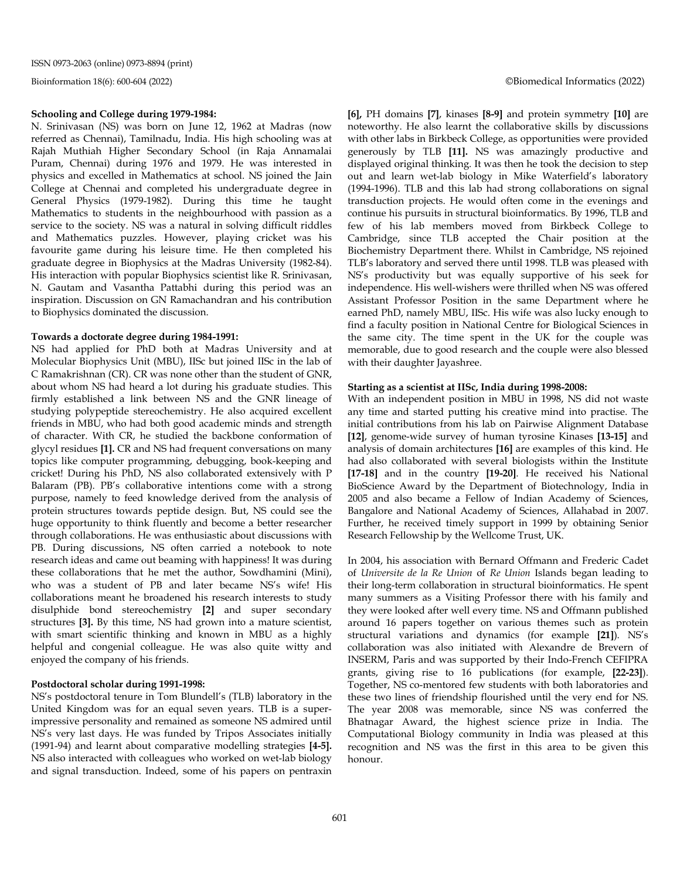**Schooling and College during 1979-1984:**

N. Srinivasan (NS) was born on June 12, 1962 at Madras (now referred as Chennai), Tamilnadu, India. His high schooling was at Rajah Muthiah Higher Secondary School (in Raja Annamalai Puram, Chennai) during 1976 and 1979. He was interested in physics and excelled in Mathematics at school. NS joined the Jain College at Chennai and completed his undergraduate degree in General Physics (1979-1982). During this time he taught Mathematics to students in the neighbourhood with passion as a service to the society. NS was a natural in solving difficult riddles and Mathematics puzzles. However, playing cricket was his favourite game during his leisure time. He then completed his graduate degree in Biophysics at the Madras University (1982-84). His interaction with popular Biophysics scientist like R. Srinivasan, N. Gautam and Vasantha Pattabhi during this period was an inspiration. Discussion on GN Ramachandran and his contribution to Biophysics dominated the discussion.

**Towards a doctorate degree during 1984-1991:**

NS had applied for PhD both at Madras University and at Molecular Biophysics Unit (MBU), IISc but joined IISc in the lab of C Ramakrishnan (CR). CR was none other than the student of GNR, about whom NS had heard a lot during his graduate studies. This firmly established a link between NS and the GNR lineage of studying polypeptide stereochemistry. He also acquired excellent friends in MBU, who had both good academic minds and strength of character. With CR, he studied the backbone conformation of glycyl residues **[1].** CR and NS had frequent conversations on many topics like computer programming, debugging, book-keeping and cricket! During his PhD, NS also collaborated extensively with P Balaram (PB). PB's collaborative intentions come with a strong purpose, namely to feed knowledge derived from the analysis of protein structures towards peptide design. But, NS could see the huge opportunity to think fluently and become a better researcher through collaborations. He was enthusiastic about discussions with PB. During discussions, NS often carried a notebook to note research ideas and came out beaming with happiness! It was during these collaborations that he met the author, Sowdhamini (Mini), who was a student of PB and later became NS's wife! His collaborations meant he broadened his research interests to study disulphide bond stereochemistry **[2]** and super secondary structures **[3].** By this time, NS had grown into a mature scientist, with smart scientific thinking and known in MBU as a highly helpful and congenial colleague. He was also quite witty and enjoyed the company of his friends.

**Postdoctoral scholar during 1991-1998:**

NS's postdoctoral tenure in Tom Blundell's (TLB) laboratory in the United Kingdom was for an equal seven years. TLB is a super-impressive personality and remained as someone NS admired until NS's very last days. He was funded by Tripos Associates initially (1991-94) and learnt about comparative modelling strategies **[4-5].** NS also interacted with colleagues who worked on wet-lab biology and signal transduction. Indeed, some of his papers on pentraxin **[6],** PH domains **[7]**, kinases **[8-9]** and protein symmetry **[10]** are noteworthy. He also learnt the collaborative skills by discussions with other labs in Birkbeck College, as opportunities were provided generously by TLB **[11].** NS was amazingly productive and displayed original thinking. It was then he took the decision to step out and learn wet-lab biology in Mike Waterfield's laboratory (1994-1996). TLB and this lab had strong collaborations on signal transduction projects. He would often come in the evenings and continue his pursuits in structural bioinformatics. By 1996, TLB and few of his lab members moved from Birkbeck College to Cambridge, since TLB accepted the Chair position at the Biochemistry Department there. Whilst in Cambridge, NS rejoined TLB's laboratory and served there until 1998. TLB was pleased with NS's productivity but was equally supportive of his seek for independence. His well-wishers were thrilled when NS was offered Assistant Professor Position in the same Department where he earned PhD, namely MBU, IISc. His wife was also lucky enough to find a faculty position in National Centre for Biological Sciences in the same city. The time spent in the UK for the couple was memorable, due to good research and the couple were also blessed with their daughter Jayashree.

**Starting as a scientist at IISc, India during 1998-2008:**

With an independent position in MBU in 1998, NS did not waste any time and started putting his creative mind into practise. The initial contributions from his lab on Pairwise Alignment Database **[12]**, genome-wide survey of human tyrosine Kinases **[13-15]** and analysis of domain architectures **[16]** are examples of this kind. He had also collaborated with several biologists within the Institute **[17-18]** and in the country **[19-20]**. He received his National BioScience Award by the Department of Biotechnology, India in 2005 and also became a Fellow of Indian Academy of Sciences, Bangalore and National Academy of Sciences, Allahabad in 2007. Further, he received timely support in 1999 by obtaining Senior Research Fellowship by the Wellcome Trust, UK.

In 2004, his association with Bernard Offmann and Frederic Cadet of *Universite de la Re Union* of *Re Union* Islands began leading to their long-term collaboration in structural bioinformatics. He spent many summers as a Visiting Professor there with his family and they were looked after well every time. NS and Offmann published around 16 papers together on various themes such as protein structural variations and dynamics (for example **[21]**). NS's collaboration was also initiated with Alexandre de Brevern of INSERM, Paris and was supported by their Indo-French CEFIPRA grants, giving rise to 16 publications (for example, **[22-23]**). Together, NS co-mentored few students with both laboratories and these two lines of friendship flourished until the very end for NS. The year 2008 was memorable, since NS was conferred the Bhatnagar Award, the highest science prize in India. The Computational Biology community in India was pleased at this recognition and NS was the first in this area to be given this honour.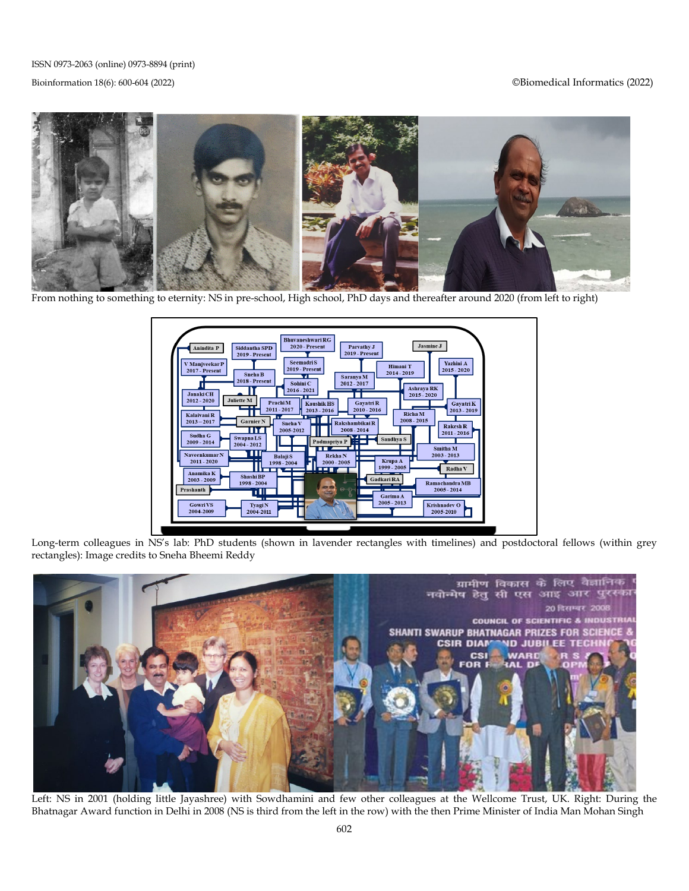From nothing to something to eternity: NS in pre-school, High school, PhD days and thereafter around 2020 (from left to right)

Long-term colleagues in NS's lab: PhD students (shown in lavender rectangles with timelines) and postdoctoral fellows (within grey rectangles): Image credits to Sneha Bheemi Reddy

Left: NS in 2001 (holding little Jayashree) with Sowdhamini and few other colleagues at the Wellcome Trust, UK. Right: During the Bhatnagar Award function in Delhi in 2008 (NS is third from the left in the row) with the then Prime Minister of India Man Mohan Singh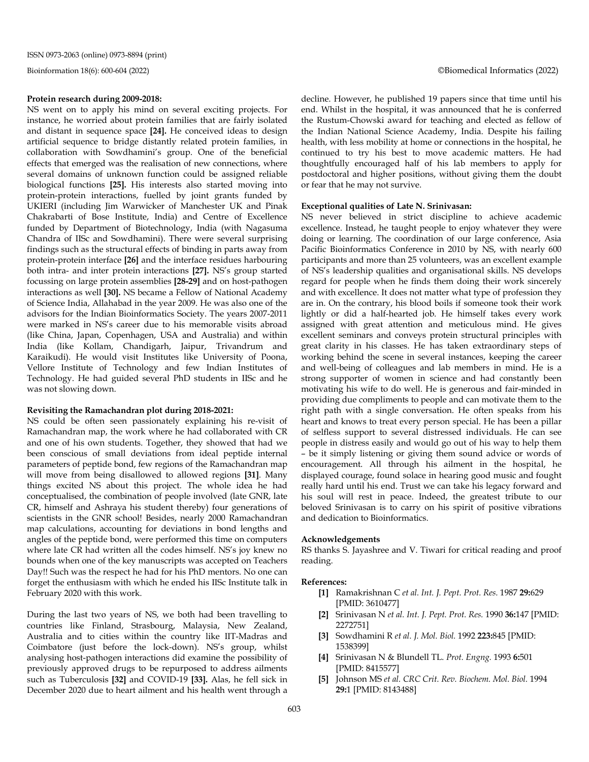**Protein research during 2009-2018:**

NS went on to apply his mind on several exciting projects. For instance, he worried about protein families that are fairly isolated and distant in sequence space **[24].** He conceived ideas to design artificial sequence to bridge distantly related protein families, in collaboration with Sowdhamini's group. One of the beneficial effects that emerged was the realisation of new connections, where several domains of unknown function could be assigned reliable biological functions **[25].** His interests also started moving into protein-protein interactions, fuelled by joint grants funded by UKIERI (including Jim Warwicker of Manchester UK and Pinak Chakrabarti of Bose Institute, India) and Centre of Excellence funded by Department of Biotechnology, India (with Nagasuma Chandra of IISc and Sowdhamini). There were several surprising findings such as the structural effects of binding in parts away from protein-protein interface **[26]** and the interface residues harbouring both intra- and inter protein interactions **[27].** NS's group started focussing on large protein assemblies **[28-29]** and on host-pathogen interactions as well **[30].** NS became a Fellow of National Academy of Science India, Allahabad in the year 2009. He was also one of the advisors for the Indian Bioinformatics Society. The years 2007-2011 were marked in NS's career due to his memorable visits abroad (like China, Japan, Copenhagen, USA and Australia) and within India (like Kollam, Chandigarh, Jaipur, Trivandrum and Karaikudi). He would visit Institutes like University of Poona, Vellore Institute of Technology and few Indian Institutes of Technology. He had guided several PhD students in IISc and he was not slowing down.

**Revisiting the Ramachandran plot during 2018-2021:**

NS could be often seen passionately explaining his re-visit of Ramachandran map, the work where he had collaborated with CR and one of his own students. Together, they showed that had we been conscious of small deviations from ideal peptide internal parameters of peptide bond, few regions of the Ramachandran map will move from being disallowed to allowed regions **[31]**. Many things excited NS about this project. The whole idea he had conceptualised, the combination of people involved (late GNR, late CR, himself and Ashraya his student thereby) four generations of scientists in the GNR school! Besides, nearly 2000 Ramachandran map calculations, accounting for deviations in bond lengths and angles of the peptide bond, were performed this time on computers where late CR had written all the codes himself. NS's joy knew no bounds when one of the key manuscripts was accepted on Teachers Day!! Such was the respect he had for his PhD mentors. No one can forget the enthusiasm with which he ended his IISc Institute talk in February 2020 with this work.

During the last two years of NS, we both had been travelling to countries like Finland, Strasbourg, Malaysia, New Zealand, Australia and to cities within the country like IIT-Madras and Coimbatore (just before the lock-down). NS's group, whilst analysing host-pathogen interactions did examine the possibility of previously approved drugs to be repurposed to address ailments such as Tuberculosis **[32]** and COVID-19 **[33].** Alas, he fell sick in December 2020 due to heart ailment and his health went through a decline. However, he published 19 papers since that time until his end. Whilst in the hospital, it was announced that he is conferred the Rustum-Chowski award for teaching and elected as fellow of the Indian National Science Academy, India. Despite his failing health, with less mobility at home or connections in the hospital, he continued to try his best to move academic matters. He had thoughtfully encouraged half of his lab members to apply for postdoctoral and higher positions, without giving them the doubt or fear that he may not survive.

**Exceptional qualities of Late N. Srinivasan:**

NS never believed in strict discipline to achieve academic excellence. Instead, he taught people to enjoy whatever they were doing or learning. The coordination of our large conference, Asia Pacific Bioinformatics Conference in 2010 by NS, with nearly 600 participants and more than 25 volunteers, was an excellent example of NS's leadership qualities and organisational skills. NS develops regard for people when he finds them doing their work sincerely and with excellence. It does not matter what type of profession they are in. On the contrary, his blood boils if someone took their work lightly or did a half-hearted job. He himself takes every work assigned with great attention and meticulous mind. He gives excellent seminars and conveys protein structural principles with great clarity in his classes. He has taken extraordinary steps of working behind the scene in several instances, keeping the career and well-being of colleagues and lab members in mind. He is a strong supporter of women in science and had constantly been motivating his wife to do well. He is generous and fair-minded in providing due compliments to people and can motivate them to the right path with a single conversation. He often speaks from his heart and knows to treat every person special. He has been a pillar of selfless support to several distressed individuals. He can see people in distress easily and would go out of his way to help them – be it simply listening or giving them sound advice or words of encouragement. All through his ailment in the hospital, he displayed courage, found solace in hearing good music and fought really hard until his end. Trust we can take his legacy forward and his soul will rest in peace. Indeed, the greatest tribute to our beloved Srinivasan is to carry on his spirit of positive vibrations and dedication to Bioinformatics.

**Acknowledgements**

RS thanks S. Jayashree and V. Tiwari for critical reading and proof reading.

**References:**

- **[1]** Ramakrishnan C *et al. Int. J. Pept. Prot. Res.* 1987 **29:**629 [PMID: 3610477]
- **[2]** Srinivasan N *et al. Int. J. Pept. Prot. Res.* 1990 **36:**147 [PMID: 2272751]
- **[3]** Sowdhamini R *et al. J. Mol. Biol.* 1992 **223:**845 [PMID: 1538399]
- **[4]** Srinivasan N & Blundell TL. *Prot. Engng.* 1993 **6:**501 [PMID: 8415577]
- **[5]** Johnson MS *et al. CRC Crit. Rev. Biochem. Mol. Biol.* 1994 **29:**1 [PMID: 8143488]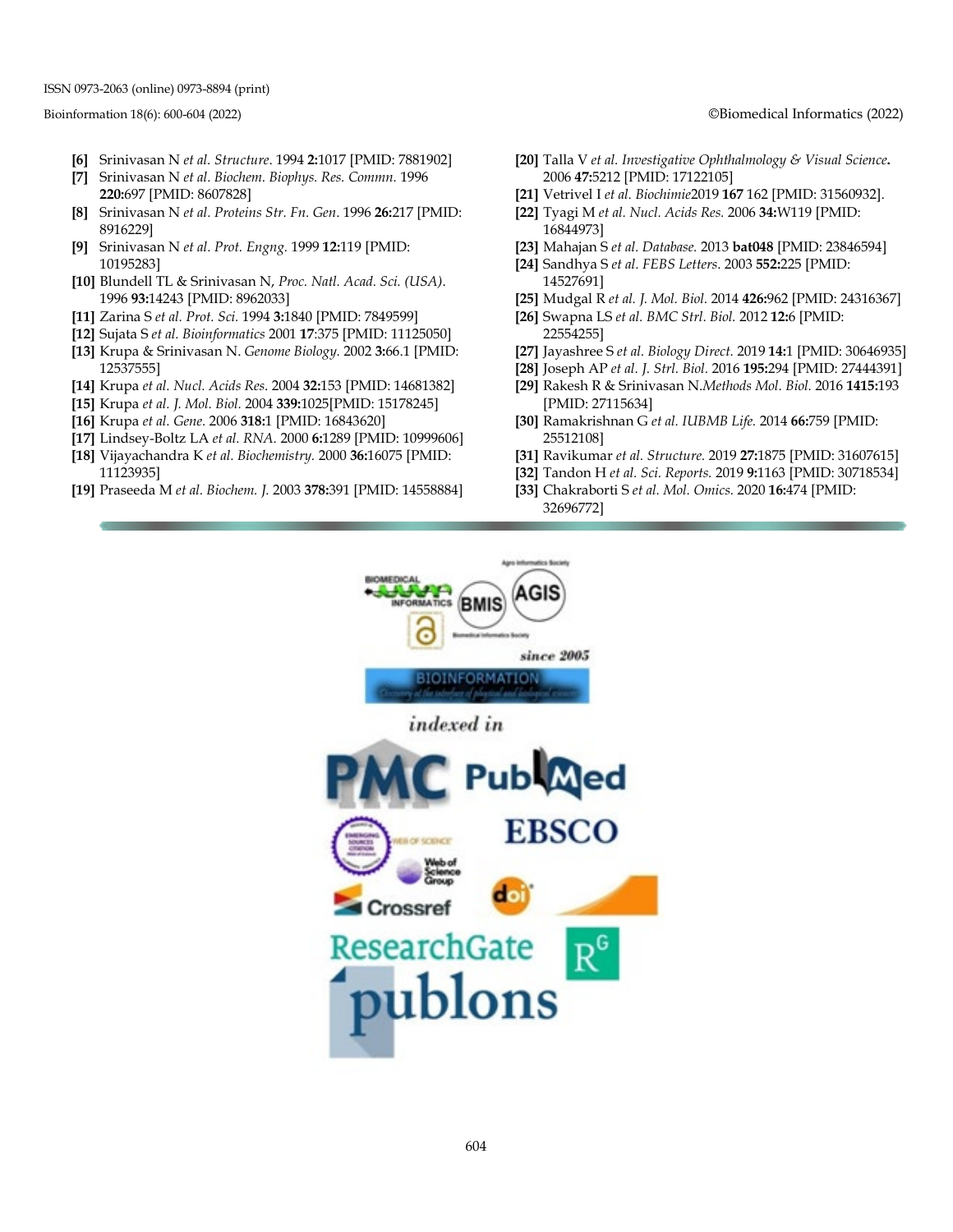**[6]** Srinivasan N *et al. Structure*. 1994 **2:**1017 [PMID: 7881902]
**[7]** Srinivasan N *et al. Biochem. Biophys. Res. Commn.* 1996 **220:**697 [PMID: 8607828]
**[8]** Srinivasan N *et al. Proteins Str. Fn. Gen*. 1996 **26:**217 [PMID: 8916229]
**[9]** Srinivasan N *et al. Prot. Engng.* 1999 **12:**119 [PMID: 10195283]
**[10]** Blundell TL & Srinivasan N, *Proc. Natl. Acad. Sci. (USA)*. 1996 **93:**14243 [PMID: 8962033]
**[11]** Zarina S *et al. Prot. Sci.* 1994 **3:**1840 [PMID: 7849599]
**[12]** Sujata S *et al. Bioinformatics* 2001 **17**:375 [PMID: 11125050]
**[13]** Krupa & Srinivasan N. *Genome Biology.* 2002 **3:**66.1 [PMID: 12537555]
**[14]** Krupa *et al. Nucl. Acids Res*. 2004 **32:**153 [PMID: 14681382]
**[15]** Krupa *et al. J. Mol. Biol.* 2004 **339:**1025[PMID: 15178245]
**[16]** Krupa *et al. Gene*. 2006 **318:**1 [PMID: 16843620]
**[17]** Lindsey-Boltz LA *et al. RNA*. 2000 **6:**1289 [PMID: 10999606]
**[18]** Vijayachandra K *et al. Biochemistry.* 2000 **36:**16075 [PMID: 11123935]
**[19]** Praseeda M *et al. Biochem. J.* 2003 **378:**391 [PMID: 14558884]
**[20]** Talla V *et al. Investigative Ophthalmology & Visual Science***.** 2006 **47:**5212 [PMID: 17122105]
**[21]** Vetrivel I *et al. Biochimie*2019 **167** 162 [PMID: 31560932].
**[22]** Tyagi M *et al. Nucl. Acids Res.* 2006 **34:**W119 [PMID: 16844973]
**[23]** Mahajan S *et al. Database.* 2013 **bat048** [PMID: 23846594]
**[24]** Sandhya S *et al. FEBS Letters*. 2003 **552:**225 [PMID: 14527691]
**[25]** Mudgal R *et al. J. Mol. Biol.* 2014 **426:**962 [PMID: 24316367]
**[26]** Swapna LS *et al. BMC Strl. Biol.* 2012 **12:**6 [PMID: 22554255]
**[27]** Jayashree S *et al. Biology Direct.* 2019 **14:**1 [PMID: 30646935]
**[28]** Joseph AP *et al. J. Strl. Biol.* 2016 **195:**294 [PMID: 27444391]
**[29]** Rakesh R & Srinivasan N.*Methods Mol. Biol.* 2016 **1415:**193 [PMID: 27115634]
**[30]** Ramakrishnan G *et al. IUBMB Life.* 2014 **66:**759 [PMID: 25512108]
**[31]** Ravikumar *et al. Structure.* 2019 **27:**1875 [PMID: 31607615]
**[32]** Tandon H *et al. Sci. Reports.* 2019 **9:**1163 [PMID: 30718534]
**[33]** Chakraborti S *et al. Mol. Omics.* 2020 **16:**474 [PMID: 32696772]